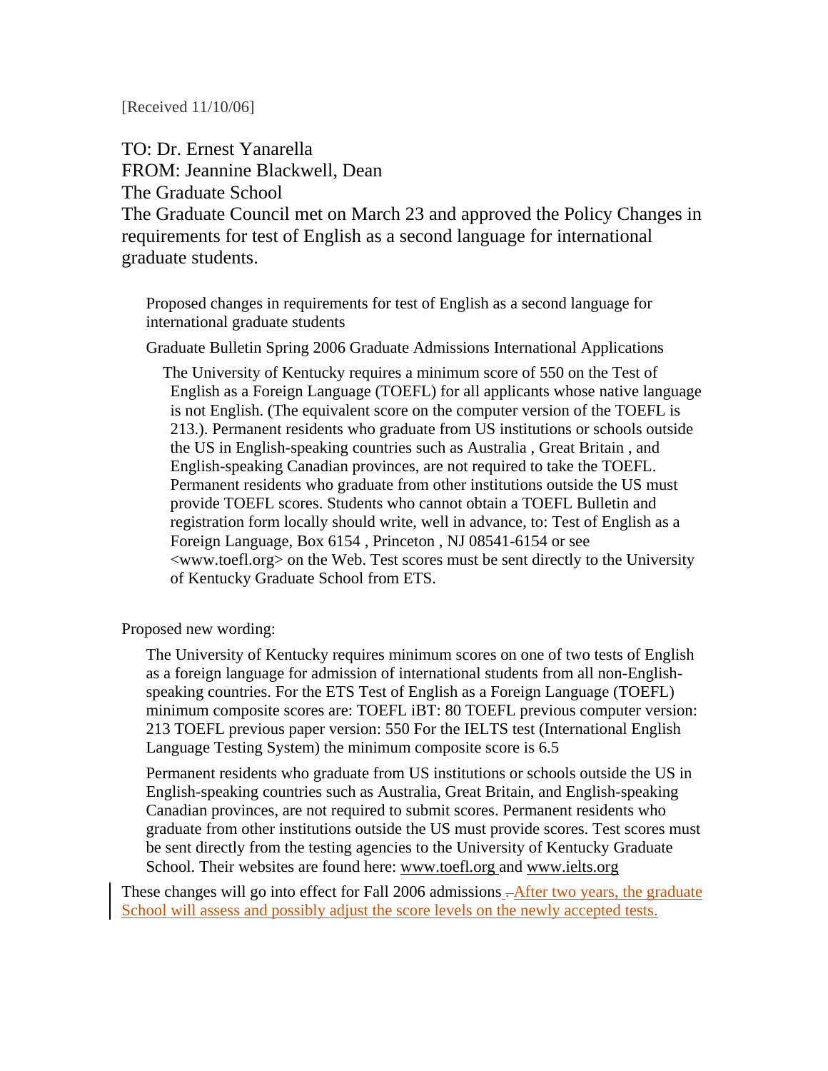[Received 11/10/06]

TO: Dr. Ernest Yanarella
FROM: Jeannine Blackwell, Dean
The Graduate School
The Graduate Council met on March 23 and approved the Policy Changes in requirements for test of English as a second language for international graduate students.

Proposed changes in requirements for test of English as a second language for international graduate students

Graduate Bulletin Spring 2006 Graduate Admissions International Applications

The University of Kentucky requires a minimum score of 550 on the Test of English as a Foreign Language (TOEFL) for all applicants whose native language is not English. (The equivalent score on the computer version of the TOEFL is 213.). Permanent residents who graduate from US institutions or schools outside the US in English-speaking countries such as Australia , Great Britain , and English-speaking Canadian provinces, are not required to take the TOEFL. Permanent residents who graduate from other institutions outside the US must provide TOEFL scores. Students who cannot obtain a TOEFL Bulletin and registration form locally should write, well in advance, to: Test of English as a Foreign Language, Box 6154 , Princeton , NJ 08541-6154 or see <www.toefl.org> on the Web. Test scores must be sent directly to the University of Kentucky Graduate School from ETS.

Proposed new wording:

The University of Kentucky requires minimum scores on one of two tests of English as a foreign language for admission of international students from all non-English-speaking countries. For the ETS Test of English as a Foreign Language (TOEFL) minimum composite scores are: TOEFL iBT: 80 TOEFL previous computer version: 213 TOEFL previous paper version: 550 For the IELTS test (International English Language Testing System) the minimum composite score is 6.5

Permanent residents who graduate from US institutions or schools outside the US in English-speaking countries such as Australia, Great Britain, and English-speaking Canadian provinces, are not required to submit scores. Permanent residents who graduate from other institutions outside the US must provide scores. Test scores must be sent directly from the testing agencies to the University of Kentucky Graduate School. Their websites are found here: www.toefl.org and www.ielts.org

These changes will go into effect for Fall 2006 admissions . After two years, the graduate School will assess and possibly adjust the score levels on the newly accepted tests.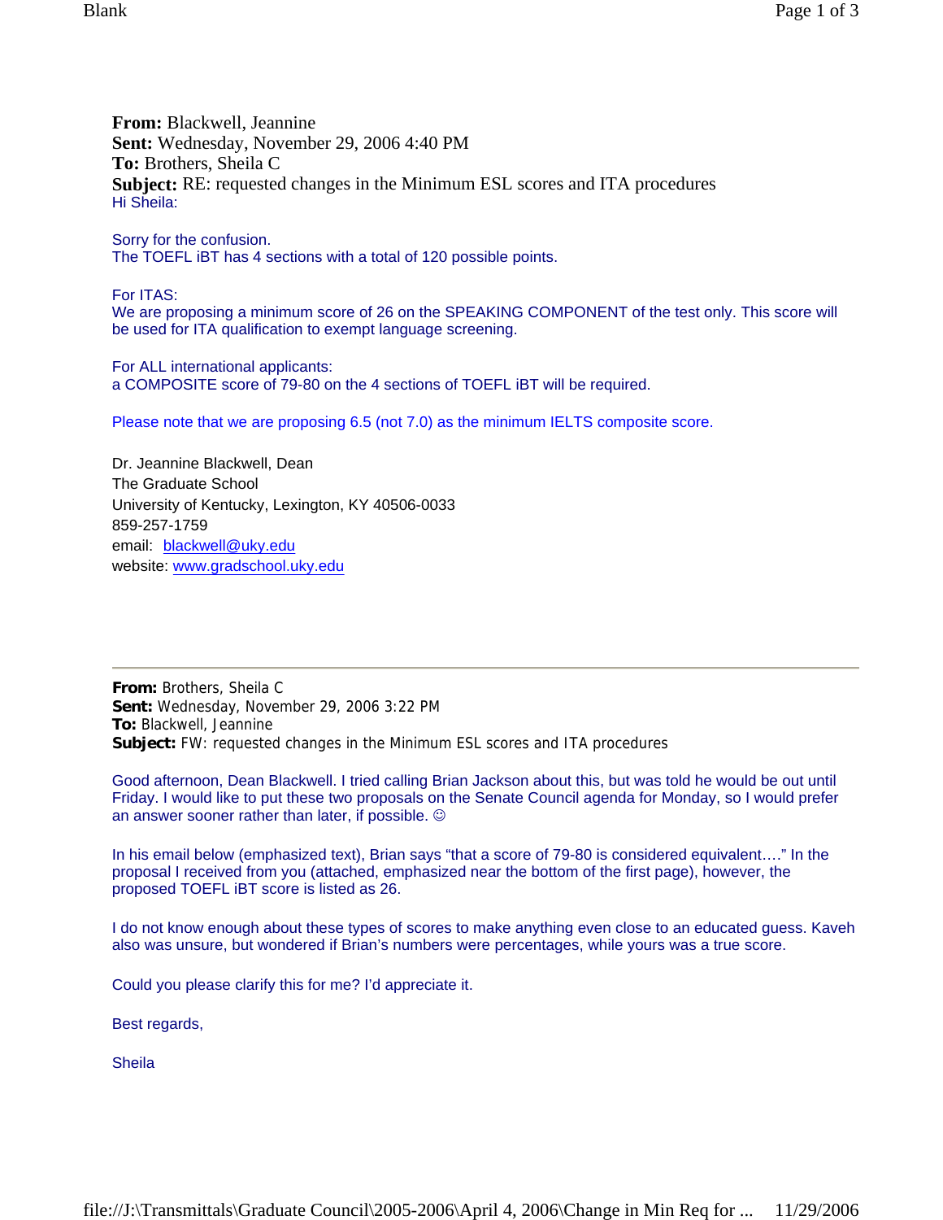**From:** Blackwell, Jeannine
**Sent:** Wednesday, November 29, 2006 4:40 PM
**To:** Brothers, Sheila C
**Subject:** RE: requested changes in the Minimum ESL scores and ITA procedures

Hi Sheila:

Sorry for the confusion.
The TOEFL iBT has 4 sections with a total of 120 possible points.

For ITAS:
We are proposing a minimum score of 26 on the SPEAKING COMPONENT of the test only. This score will be used for ITA qualification to exempt language screening.

For ALL international applicants:
a COMPOSITE score of 79-80 on the 4 sections of TOEFL iBT will be required.

Please note that we are proposing 6.5 (not 7.0) as the minimum IELTS composite score.

Dr. Jeannine Blackwell, Dean
The Graduate School
University of Kentucky, Lexington, KY 40506-0033
859-257-1759
email: blackwell@uky.edu
website: www.gradschool.uky.edu

---

**From:** Brothers, Sheila C
**Sent:** Wednesday, November 29, 2006 3:22 PM
**To:** Blackwell, Jeannine
**Subject:** FW: requested changes in the Minimum ESL scores and ITA procedures

Good afternoon, Dean Blackwell. I tried calling Brian Jackson about this, but was told he would be out until Friday. I would like to put these two proposals on the Senate Council agenda for Monday, so I would prefer an answer sooner rather than later, if possible. ☺

In his email below (emphasized text), Brian says "that a score of 79-80 is considered equivalent…." In the proposal I received from you (attached, emphasized near the bottom of the first page), however, the proposed TOEFL iBT score is listed as 26.

I do not know enough about these types of scores to make anything even close to an educated guess. Kaveh also was unsure, but wondered if Brian's numbers were percentages, while yours was a true score.

Could you please clarify this for me? I'd appreciate it.

Best regards,

Sheila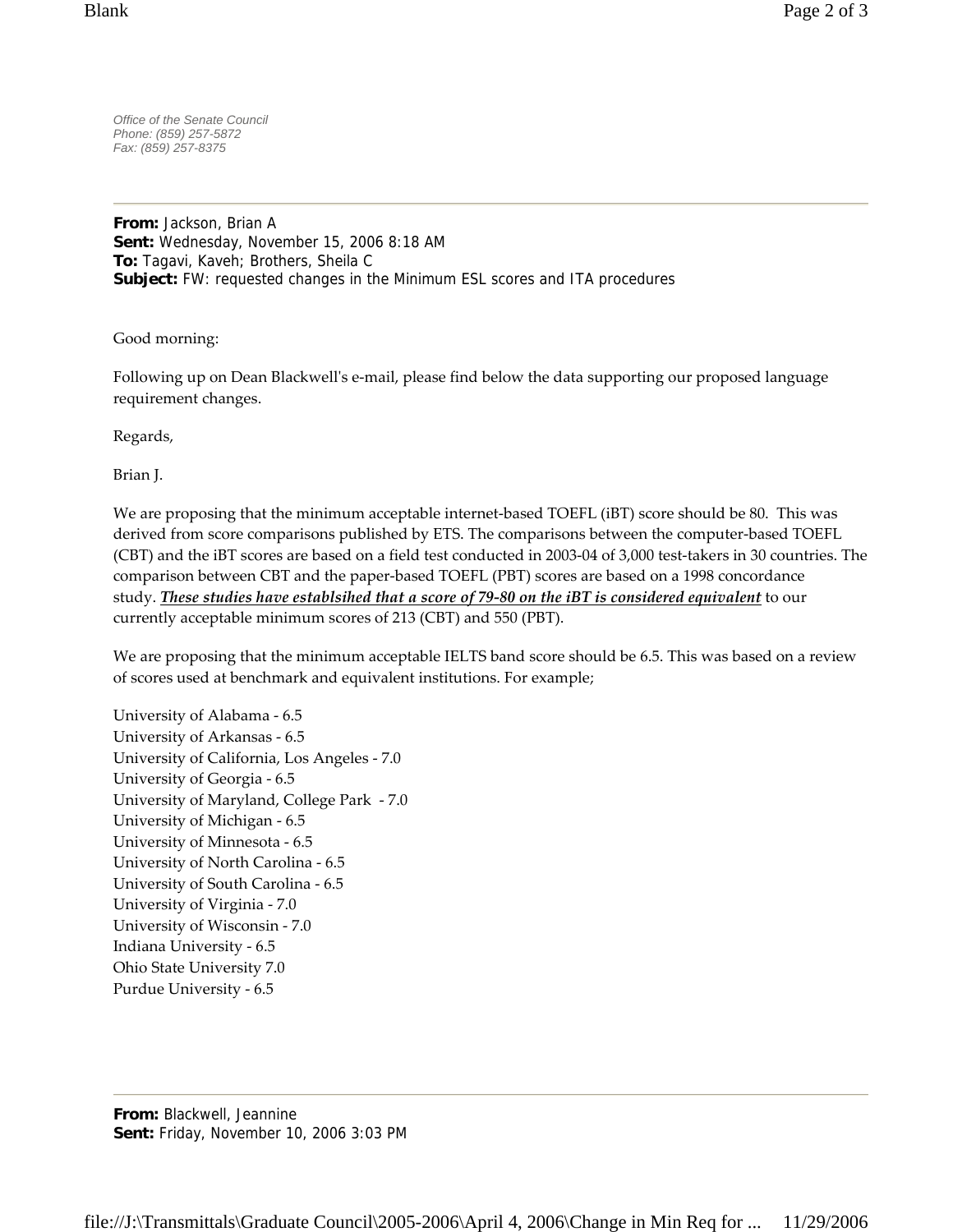*Office of the Senate Council*
*Phone: (859) 257-5872*
*Fax: (859) 257-8375*

---

**From:** Jackson, Brian A
**Sent:** Wednesday, November 15, 2006 8:18 AM
**To:** Tagavi, Kaveh; Brothers, Sheila C
**Subject:** FW: requested changes in the Minimum ESL scores and ITA procedures

Good morning:

Following up on Dean Blackwell's e-mail, please find below the data supporting our proposed language requirement changes.

Regards,

Brian J.

We are proposing that the minimum acceptable internet-based TOEFL (iBT) score should be 80. This was derived from score comparisons published by ETS. The comparisons between the computer-based TOEFL (CBT) and the iBT scores are based on a field test conducted in 2003-04 of 3,000 test-takers in 30 countries. The comparison between CBT and the paper-based TOEFL (PBT) scores are based on a 1998 concordance study. ***These studies have establsihed that a score of 79-80 on the iBT is considered equivalent*** to our currently acceptable minimum scores of 213 (CBT) and 550 (PBT).

We are proposing that the minimum acceptable IELTS band score should be 6.5. This was based on a review of scores used at benchmark and equivalent institutions. For example;

University of Alabama - 6.5
University of Arkansas - 6.5
University of California, Los Angeles - 7.0
University of Georgia - 6.5
University of Maryland, College Park - 7.0
University of Michigan - 6.5
University of Minnesota - 6.5
University of North Carolina - 6.5
University of South Carolina - 6.5
University of Virginia - 7.0
University of Wisconsin - 7.0
Indiana University - 6.5
Ohio State University 7.0
Purdue University - 6.5

---

**From:** Blackwell, Jeannine
**Sent:** Friday, November 10, 2006 3:03 PM